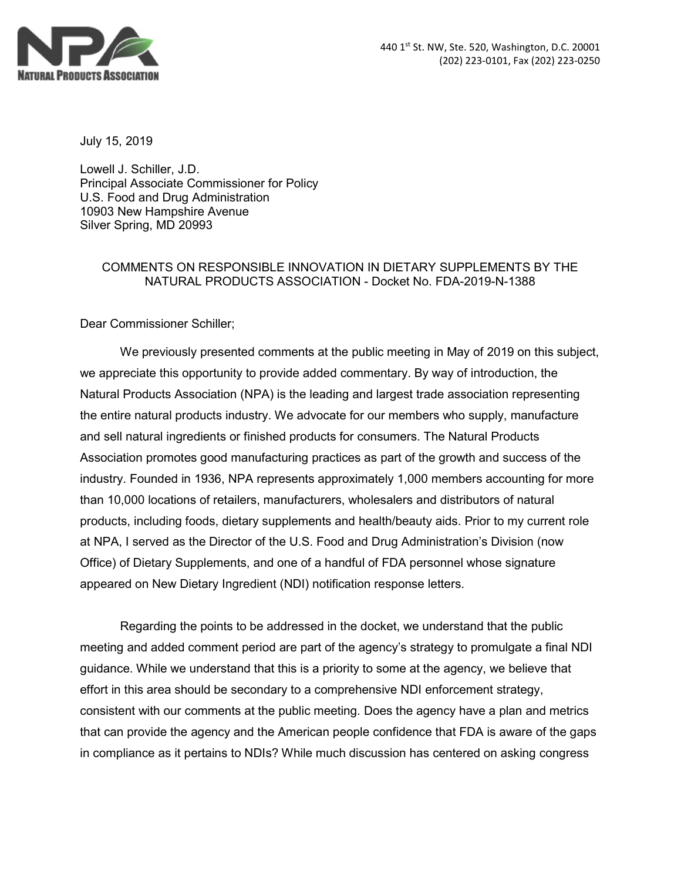**NATURAL PRODUCTS ASSOCIATION**

440 1st St. NW, Ste. 520, Washington, D.C. 20001
(202) 223-0101, Fax (202) 223-0250

July 15, 2019

Lowell J. Schiller, J.D.
Principal Associate Commissioner for Policy
U.S. Food and Drug Administration
10903 New Hampshire Avenue
Silver Spring, MD 20993

COMMENTS ON RESPONSIBLE INNOVATION IN DIETARY SUPPLEMENTS BY THE NATURAL PRODUCTS ASSOCIATION - Docket No. FDA-2019-N-1388

Dear Commissioner Schiller;

We previously presented comments at the public meeting in May of 2019 on this subject, we appreciate this opportunity to provide added commentary. By way of introduction, the Natural Products Association (NPA) is the leading and largest trade association representing the entire natural products industry. We advocate for our members who supply, manufacture and sell natural ingredients or finished products for consumers. The Natural Products Association promotes good manufacturing practices as part of the growth and success of the industry. Founded in 1936, NPA represents approximately 1,000 members accounting for more than 10,000 locations of retailers, manufacturers, wholesalers and distributors of natural products, including foods, dietary supplements and health/beauty aids. Prior to my current role at NPA, I served as the Director of the U.S. Food and Drug Administration's Division (now Office) of Dietary Supplements, and one of a handful of FDA personnel whose signature appeared on New Dietary Ingredient (NDI) notification response letters.

Regarding the points to be addressed in the docket, we understand that the public meeting and added comment period are part of the agency's strategy to promulgate a final NDI guidance. While we understand that this is a priority to some at the agency, we believe that effort in this area should be secondary to a comprehensive NDI enforcement strategy, consistent with our comments at the public meeting. Does the agency have a plan and metrics that can provide the agency and the American people confidence that FDA is aware of the gaps in compliance as it pertains to NDIs? While much discussion has centered on asking congress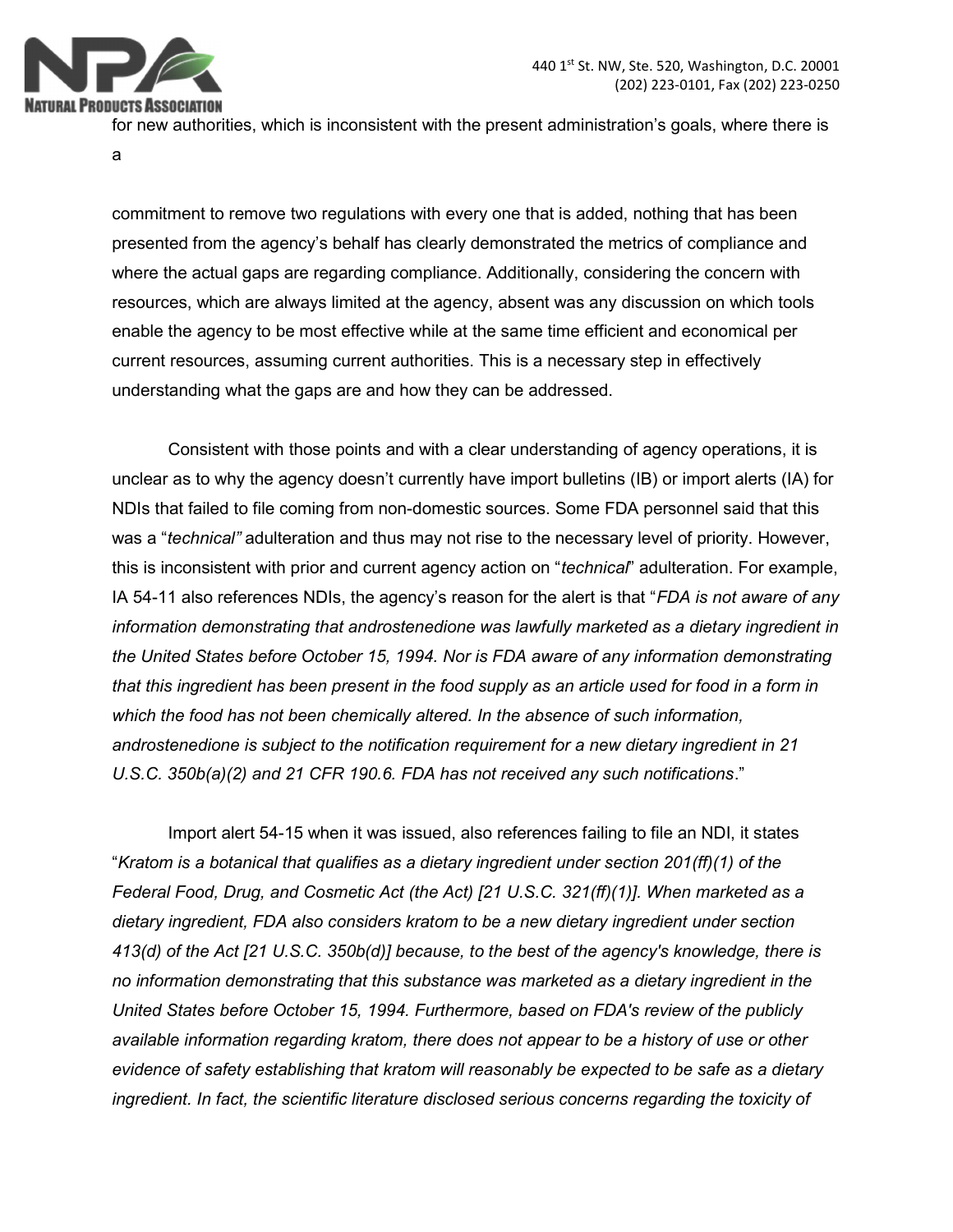for new authorities, which is inconsistent with the present administration's goals, where there is a

commitment to remove two regulations with every one that is added, nothing that has been presented from the agency's behalf has clearly demonstrated the metrics of compliance and where the actual gaps are regarding compliance. Additionally, considering the concern with resources, which are always limited at the agency, absent was any discussion on which tools enable the agency to be most effective while at the same time efficient and economical per current resources, assuming current authorities. This is a necessary step in effectively understanding what the gaps are and how they can be addressed.

Consistent with those points and with a clear understanding of agency operations, it is unclear as to why the agency doesn't currently have import bulletins (IB) or import alerts (IA) for NDIs that failed to file coming from non-domestic sources. Some FDA personnel said that this was a "*technical"* adulteration and thus may not rise to the necessary level of priority. However, this is inconsistent with prior and current agency action on "*technical*" adulteration. For example, IA 54-11 also references NDIs, the agency's reason for the alert is that "*FDA is not aware of any information demonstrating that androstenedione was lawfully marketed as a dietary ingredient in the United States before October 15, 1994. Nor is FDA aware of any information demonstrating that this ingredient has been present in the food supply as an article used for food in a form in which the food has not been chemically altered. In the absence of such information, androstenedione is subject to the notification requirement for a new dietary ingredient in 21 U.S.C. 350b(a)(2) and 21 CFR 190.6. FDA has not received any such notifications*."

Import alert 54-15 when it was issued, also references failing to file an NDI, it states "*Kratom is a botanical that qualifies as a dietary ingredient under section 201(ff)(1) of the Federal Food, Drug, and Cosmetic Act (the Act) [21 U.S.C. 321(ff)(1)]. When marketed as a dietary ingredient, FDA also considers kratom to be a new dietary ingredient under section 413(d) of the Act [21 U.S.C. 350b(d)] because, to the best of the agency's knowledge, there is no information demonstrating that this substance was marketed as a dietary ingredient in the United States before October 15, 1994. Furthermore, based on FDA's review of the publicly available information regarding kratom, there does not appear to be a history of use or other evidence of safety establishing that kratom will reasonably be expected to be safe as a dietary ingredient. In fact, the scientific literature disclosed serious concerns regarding the toxicity of*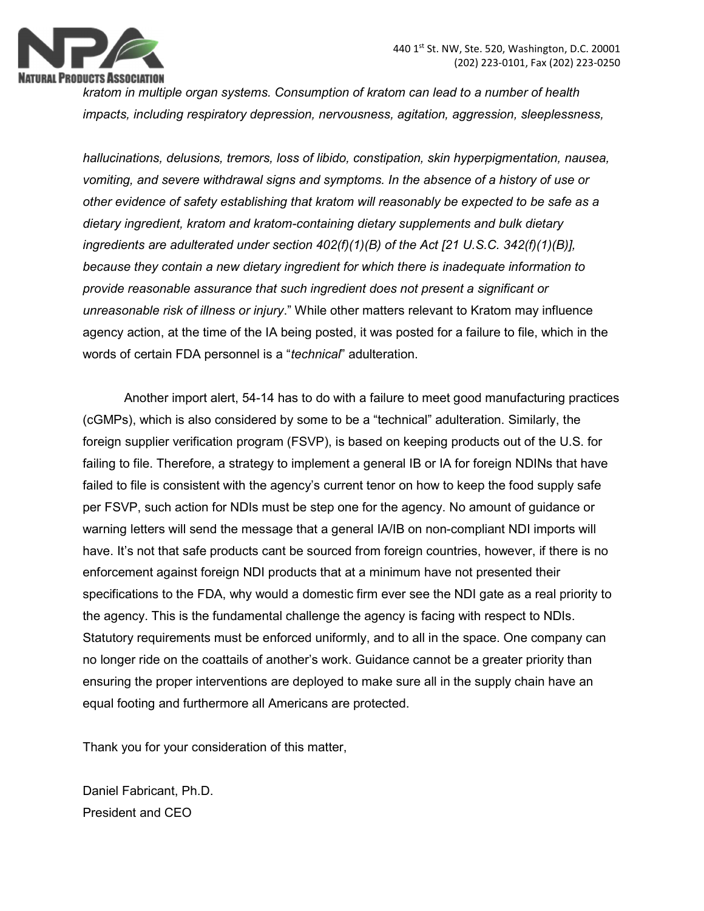*kratom in multiple organ systems. Consumption of kratom can lead to a number of health impacts, including respiratory depression, nervousness, agitation, aggression, sleeplessness,*

*hallucinations, delusions, tremors, loss of libido, constipation, skin hyperpigmentation, nausea, vomiting, and severe withdrawal signs and symptoms. In the absence of a history of use or other evidence of safety establishing that kratom will reasonably be expected to be safe as a dietary ingredient, kratom and kratom-containing dietary supplements and bulk dietary ingredients are adulterated under section 402(f)(1)(B) of the Act [21 U.S.C. 342(f)(1)(B)], because they contain a new dietary ingredient for which there is inadequate information to provide reasonable assurance that such ingredient does not present a significant or unreasonable risk of illness or injury*." While other matters relevant to Kratom may influence agency action, at the time of the IA being posted, it was posted for a failure to file, which in the words of certain FDA personnel is a "*technical*" adulteration.

Another import alert, 54-14 has to do with a failure to meet good manufacturing practices (cGMPs), which is also considered by some to be a "technical" adulteration. Similarly, the foreign supplier verification program (FSVP), is based on keeping products out of the U.S. for failing to file. Therefore, a strategy to implement a general IB or IA for foreign NDINs that have failed to file is consistent with the agency's current tenor on how to keep the food supply safe per FSVP, such action for NDIs must be step one for the agency. No amount of guidance or warning letters will send the message that a general IA/IB on non-compliant NDI imports will have. It's not that safe products cant be sourced from foreign countries, however, if there is no enforcement against foreign NDI products that at a minimum have not presented their specifications to the FDA, why would a domestic firm ever see the NDI gate as a real priority to the agency. This is the fundamental challenge the agency is facing with respect to NDIs. Statutory requirements must be enforced uniformly, and to all in the space. One company can no longer ride on the coattails of another's work. Guidance cannot be a greater priority than ensuring the proper interventions are deployed to make sure all in the supply chain have an equal footing and furthermore all Americans are protected.

Thank you for your consideration of this matter,

Daniel Fabricant, Ph.D.
President and CEO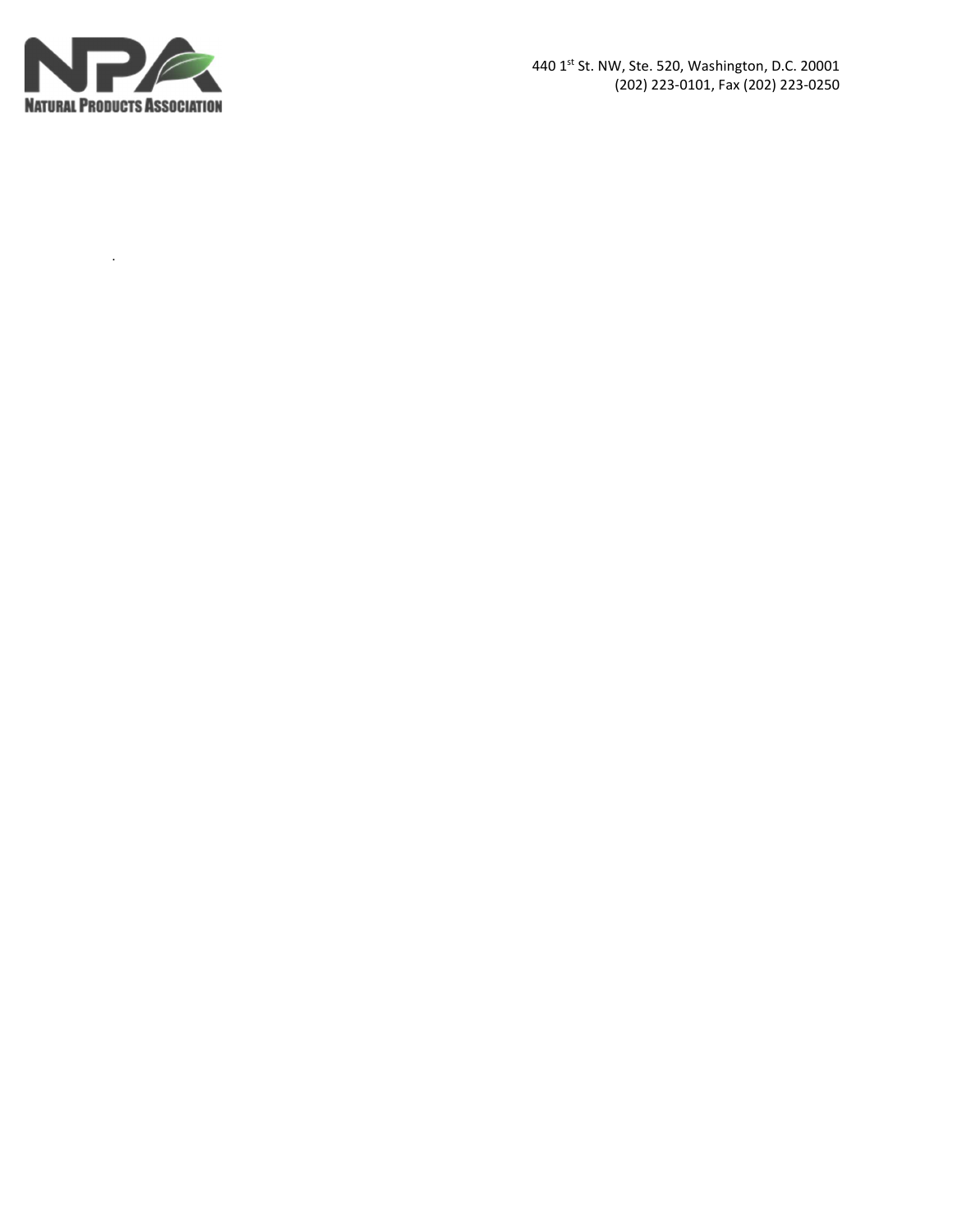NATURAL PRODUCTS ASSOCIATION

440 1st St. NW, Ste. 520, Washington, D.C. 20001
(202) 223-0101, Fax (202) 223-0250